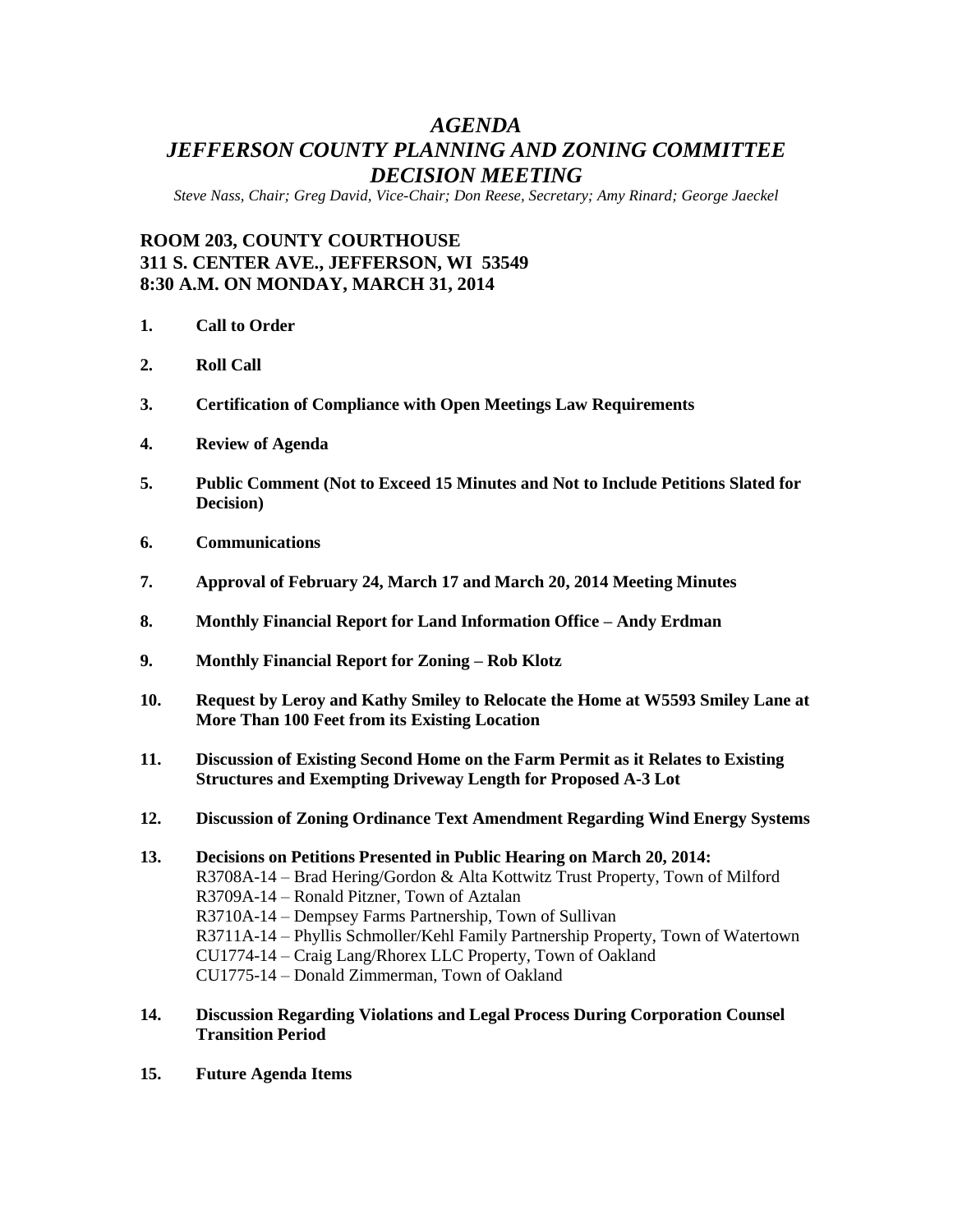# *AGENDA*
# *JEFFERSON COUNTY PLANNING AND ZONING COMMITTEE DECISION MEETING*

*Steve Nass, Chair; Greg David, Vice-Chair; Don Reese, Secretary; Amy Rinard; George Jaeckel*

**ROOM 203, COUNTY COURTHOUSE**
**311 S. CENTER AVE., JEFFERSON, WI 53549**
**8:30 A.M. ON MONDAY, MARCH 31, 2014**

1. **Call to Order**

2. **Roll Call**

3. **Certification of Compliance with Open Meetings Law Requirements**

4. **Review of Agenda**

5. **Public Comment (Not to Exceed 15 Minutes and Not to Include Petitions Slated for Decision)**

6. **Communications**

7. **Approval of February 24, March 17 and March 20, 2014 Meeting Minutes**

8. **Monthly Financial Report for Land Information Office – Andy Erdman**

9. **Monthly Financial Report for Zoning – Rob Klotz**

10. **Request by Leroy and Kathy Smiley to Relocate the Home at W5593 Smiley Lane at More Than 100 Feet from its Existing Location**

11. **Discussion of Existing Second Home on the Farm Permit as it Relates to Existing Structures and Exempting Driveway Length for Proposed A-3 Lot**

12. **Discussion of Zoning Ordinance Text Amendment Regarding Wind Energy Systems**

13. **Decisions on Petitions Presented in Public Hearing on March 20, 2014:**
    R3708A-14 – Brad Hering/Gordon & Alta Kottwitz Trust Property, Town of Milford
    R3709A-14 – Ronald Pitzner, Town of Aztalan
    R3710A-14 – Dempsey Farms Partnership, Town of Sullivan
    R3711A-14 – Phyllis Schmoller/Kehl Family Partnership Property, Town of Watertown
    CU1774-14 – Craig Lang/Rhorex LLC Property, Town of Oakland
    CU1775-14 – Donald Zimmerman, Town of Oakland

14. **Discussion Regarding Violations and Legal Process During Corporation Counsel Transition Period**

15. **Future Agenda Items**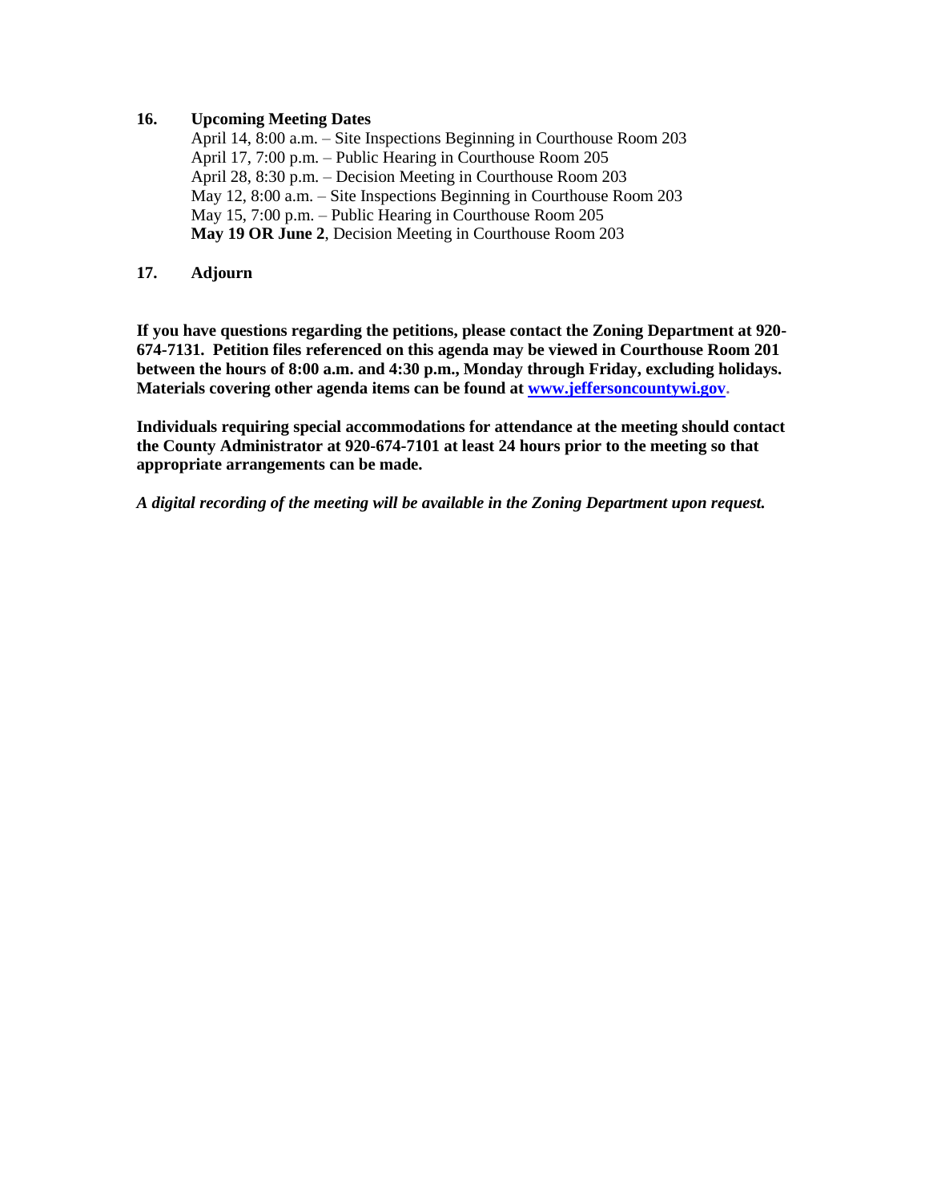**16. Upcoming Meeting Dates**

April 14, 8:00 a.m. – Site Inspections Beginning in Courthouse Room 203
April 17, 7:00 p.m. – Public Hearing in Courthouse Room 205
April 28, 8:30 p.m. – Decision Meeting in Courthouse Room 203
May 12, 8:00 a.m. – Site Inspections Beginning in Courthouse Room 203
May 15, 7:00 p.m. – Public Hearing in Courthouse Room 205
**May 19 OR June 2**, Decision Meeting in Courthouse Room 203

**17. Adjourn**

**If you have questions regarding the petitions, please contact the Zoning Department at 920-674-7131. Petition files referenced on this agenda may be viewed in Courthouse Room 201 between the hours of 8:00 a.m. and 4:30 p.m., Monday through Friday, excluding holidays. Materials covering other agenda items can be found at [www.jeffersoncountywi.gov](http://www.jeffersoncountywi.gov).**

**Individuals requiring special accommodations for attendance at the meeting should contact the County Administrator at 920-674-7101 at least 24 hours prior to the meeting so that appropriate arrangements can be made.**

***A digital recording of the meeting will be available in the Zoning Department upon request.***